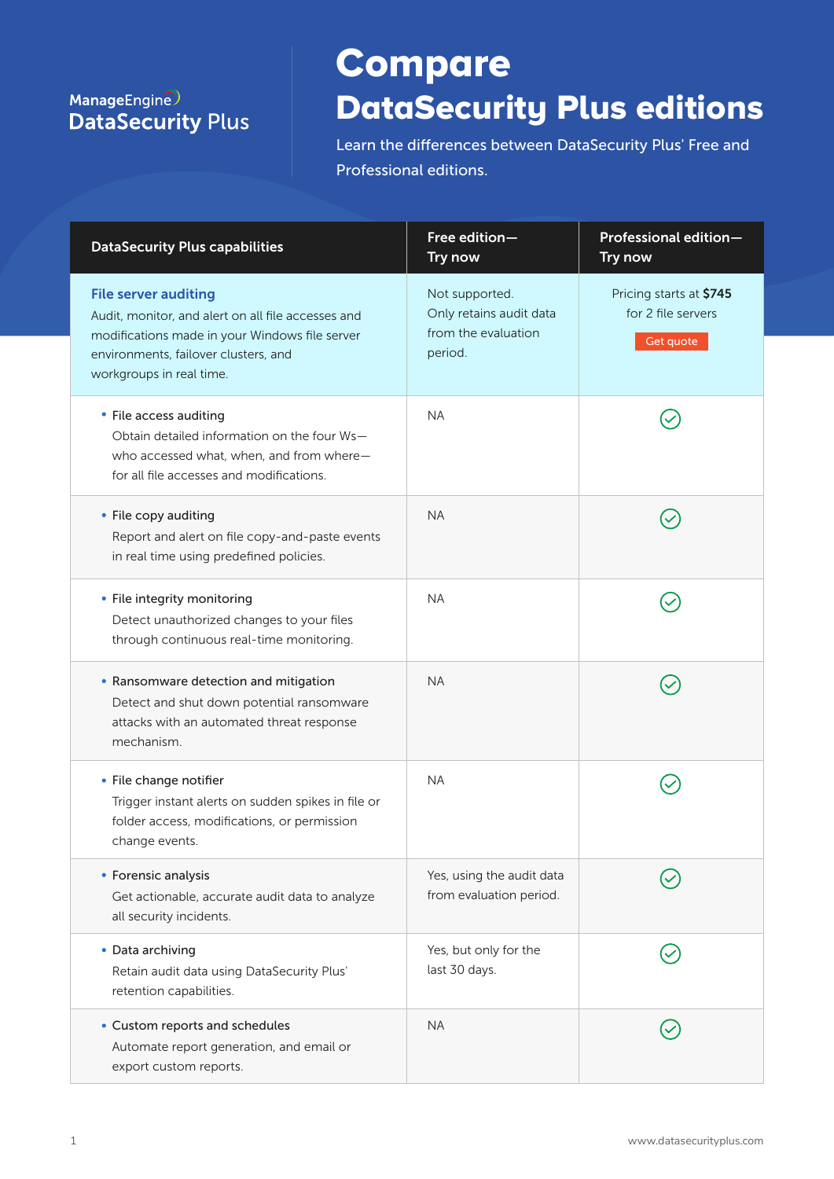ManageEngine
**DataSecurity Plus**

# Compare DataSecurity Plus editions

Learn the differences between DataSecurity Plus' Free and Professional editions.

| DataSecurity Plus capabilities | Free edition—Try now | Professional edition—Try now |
|---|---|---|
| **File server auditing** Audit, monitor, and alert on all file accesses and modifications made in your Windows file server environments, failover clusters, and workgroups in real time. | Not supported. Only retains audit data from the evaluation period. | Pricing starts at **$745** for 2 file servers Get quote |
| • File access auditing Obtain detailed information on the four Ws—who accessed what, when, and from where—for all file accesses and modifications. | NA | ✓ |
| • File copy auditing Report and alert on file copy-and-paste events in real time using predefined policies. | NA | ✓ |
| • File integrity monitoring Detect unauthorized changes to your files through continuous real-time monitoring. | NA | ✓ |
| • Ransomware detection and mitigation Detect and shut down potential ransomware attacks with an automated threat response mechanism. | NA | ✓ |
| • File change notifier Trigger instant alerts on sudden spikes in file or folder access, modifications, or permission change events. | NA | ✓ |
| • Forensic analysis Get actionable, accurate audit data to analyze all security incidents. | Yes, using the audit data from evaluation period. | ✓ |
| • Data archiving Retain audit data using DataSecurity Plus' retention capabilities. | Yes, but only for the last 30 days. | ✓ |
| • Custom reports and schedules Automate report generation, and email or export custom reports. | NA | ✓ |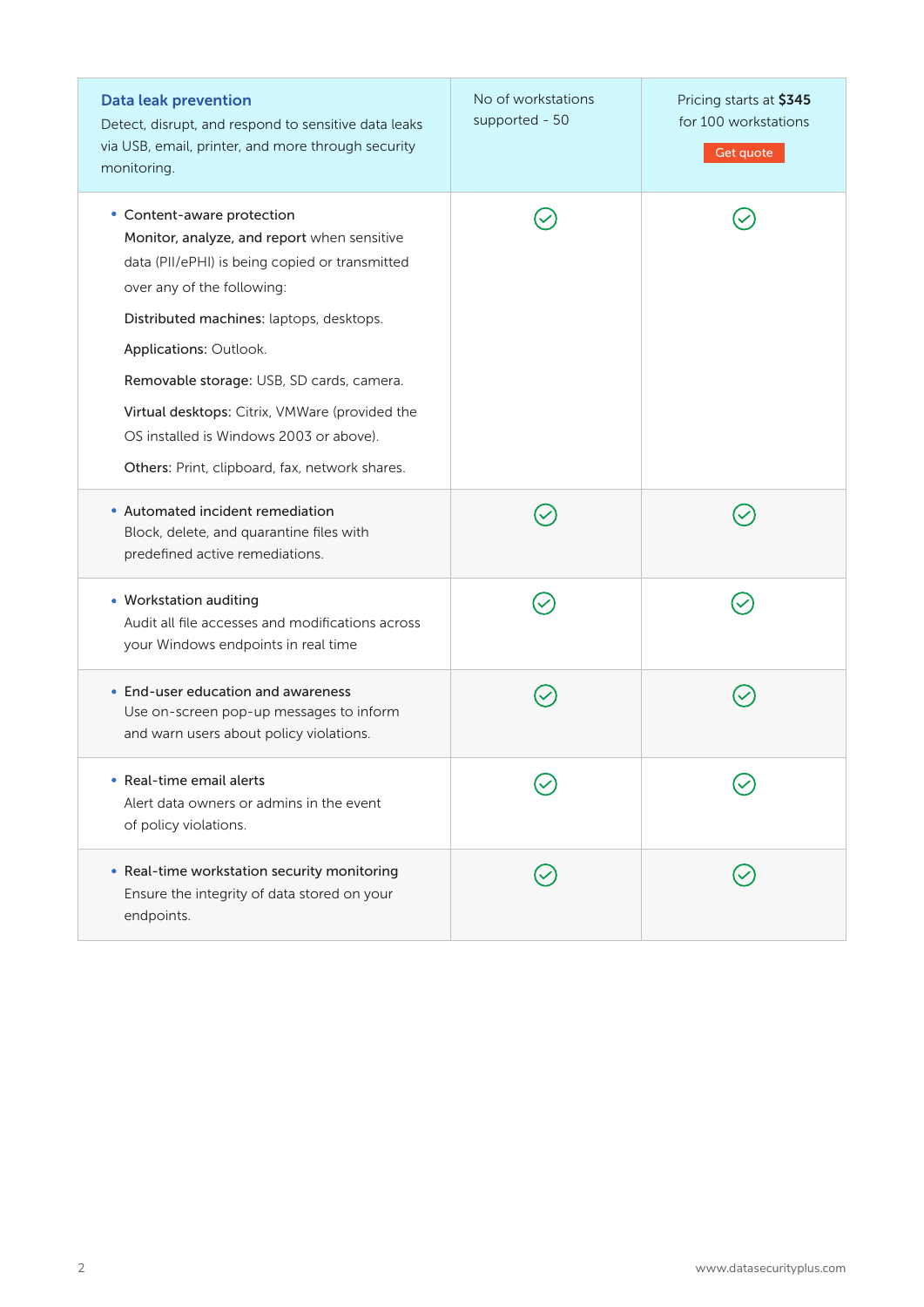| **Data leak prevention**<br>Detect, disrupt, and respond to sensitive data leaks via USB, email, printer, and more through security monitoring. | No of workstations supported - 50 | Pricing starts at **$345** for 100 workstations<br>Get quote |
|---|---|---|
| • Content-aware protection<br>**Monitor, analyze, and report** when sensitive data (PII/ePHI) is being copied or transmitted over any of the following:<br>**Distributed machines:** laptops, desktops.<br>**Applications:** Outlook.<br>**Removable storage:** USB, SD cards, camera.<br>**Virtual desktops:** Citrix, VMWare (provided the OS installed is Windows 2003 or above).<br>**Others:** Print, clipboard, fax, network shares. | ✓ | ✓ |
| • Automated incident remediation<br>Block, delete, and quarantine files with predefined active remediations. | ✓ | ✓ |
| • Workstation auditing<br>Audit all file accesses and modifications across your Windows endpoints in real time | ✓ | ✓ |
| • End-user education and awareness<br>Use on-screen pop-up messages to inform and warn users about policy violations. | ✓ | ✓ |
| • Real-time email alerts<br>Alert data owners or admins in the event of policy violations. | ✓ | ✓ |
| • Real-time workstation security monitoring<br>Ensure the integrity of data stored on your endpoints. | ✓ | ✓ |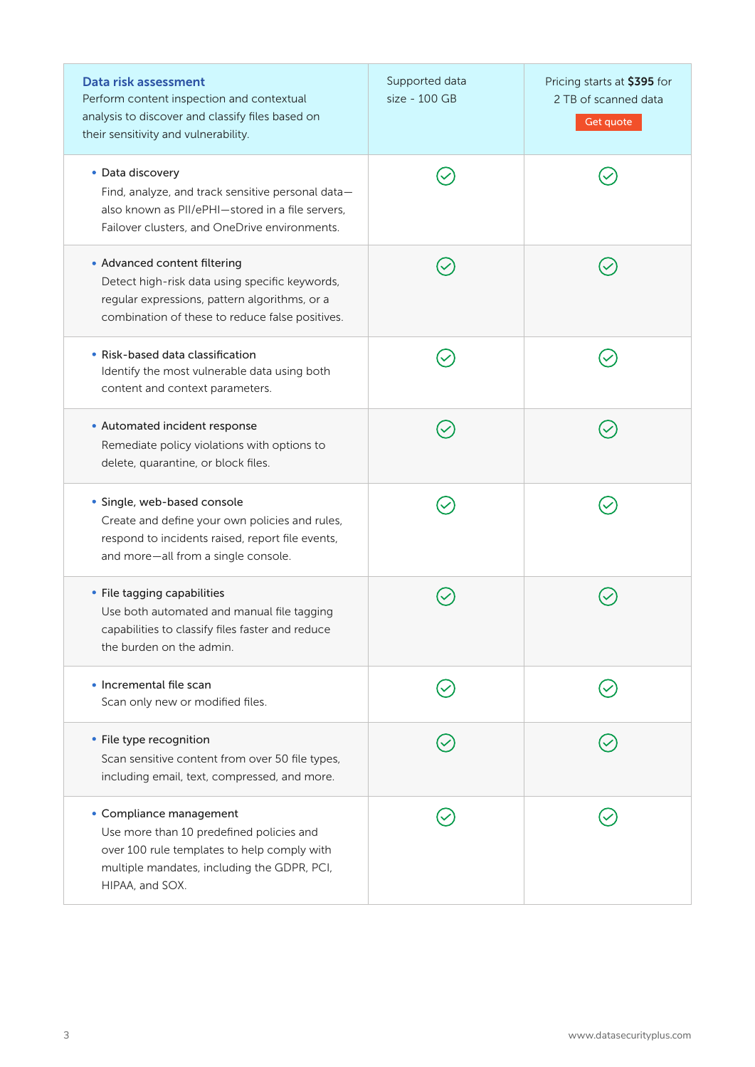| **Data risk assessment**<br>Perform content inspection and contextual analysis to discover and classify files based on their sensitivity and vulnerability. | Supported data size - 100 GB | Pricing starts at **$395** for 2 TB of scanned data<br>Get quote |
|---|---|---|
| • Data discovery<br>Find, analyze, and track sensitive personal data—also known as PII/ePHI—stored in a file servers, Failover clusters, and OneDrive environments. | ✓ | ✓ |
| • Advanced content filtering<br>Detect high-risk data using specific keywords, regular expressions, pattern algorithms, or a combination of these to reduce false positives. | ✓ | ✓ |
| • Risk-based data classification<br>Identify the most vulnerable data using both content and context parameters. | ✓ | ✓ |
| • Automated incident response<br>Remediate policy violations with options to delete, quarantine, or block files. | ✓ | ✓ |
| • Single, web-based console<br>Create and define your own policies and rules, respond to incidents raised, report file events, and more—all from a single console. | ✓ | ✓ |
| • File tagging capabilities<br>Use both automated and manual file tagging capabilities to classify files faster and reduce the burden on the admin. | ✓ | ✓ |
| • Incremental file scan<br>Scan only new or modified files. | ✓ | ✓ |
| • File type recognition<br>Scan sensitive content from over 50 file types, including email, text, compressed, and more. | ✓ | ✓ |
| • Compliance management<br>Use more than 10 predefined policies and over 100 rule templates to help comply with multiple mandates, including the GDPR, PCI, HIPAA, and SOX. | ✓ | ✓ |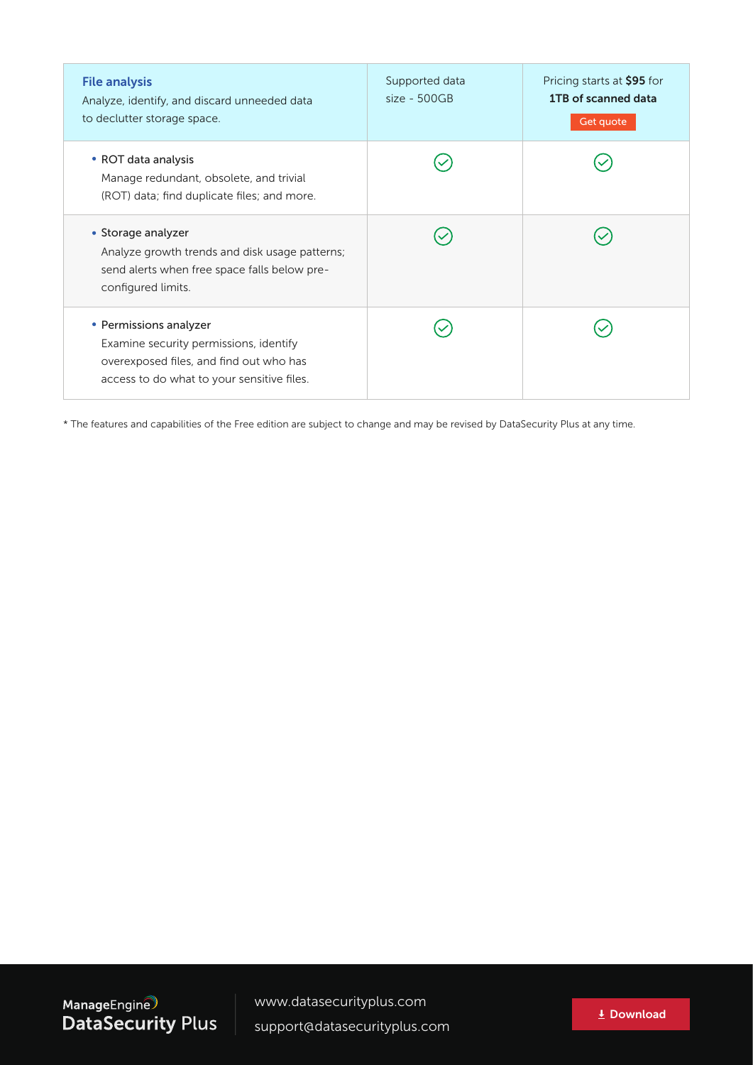| **File analysis**<br>Analyze, identify, and discard unneeded data to declutter storage space. | Supported data size - 500GB | Pricing starts at **$95** for **1TB of scanned data**<br>Get quote |
| --- | --- | --- |
| • ROT data analysis<br>Manage redundant, obsolete, and trivial (ROT) data; find duplicate files; and more. | ✓ | ✓ |
| • Storage analyzer<br>Analyze growth trends and disk usage patterns; send alerts when free space falls below pre-configured limits. | ✓ | ✓ |
| • Permissions analyzer<br>Examine security permissions, identify overexposed files, and find out who has access to do what to your sensitive files. | ✓ | ✓ |

* The features and capabilities of the Free edition are subject to change and may be revised by DataSecurity Plus at any time.

ManageEngine DataSecurity Plus

www.datasecurityplus.com

support@datasecurityplus.com

Download